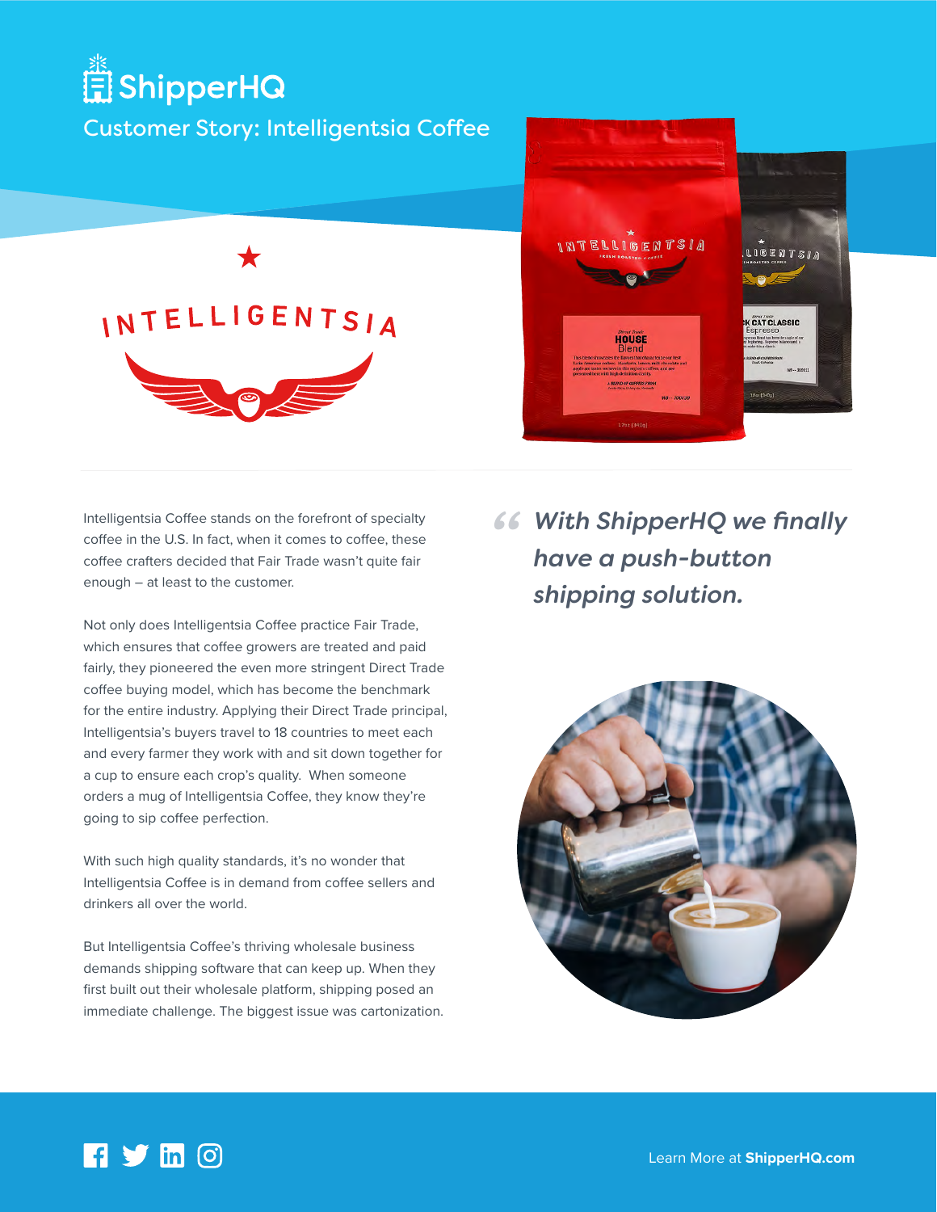# ShipperHQ

## Customer Story: Intelligentsia Coffee

Intelligentsia Coffee stands on the forefront of specialty coffee in the U.S. In fact, when it comes to coffee, these coffee crafters decided that Fair Trade wasn't quite fair enough – at least to the customer.

Not only does Intelligentsia Coffee practice Fair Trade, which ensures that coffee growers are treated and paid fairly, they pioneered the even more stringent Direct Trade coffee buying model, which has become the benchmark for the entire industry. Applying their Direct Trade principal, Intelligentsia's buyers travel to 18 countries to meet each and every farmer they work with and sit down together for a cup to ensure each crop's quality. When someone orders a mug of Intelligentsia Coffee, they know they're going to sip coffee perfection.

With such high quality standards, it's no wonder that Intelligentsia Coffee is in demand from coffee sellers and drinkers all over the world.

But Intelligentsia Coffee's thriving wholesale business demands shipping software that can keep up. When they first built out their wholesale platform, shipping posed an immediate challenge. The biggest issue was cartonization.

> ***"With ShipperHQ we finally have a push-button shipping solution.***

Learn More at **ShipperHQ.com**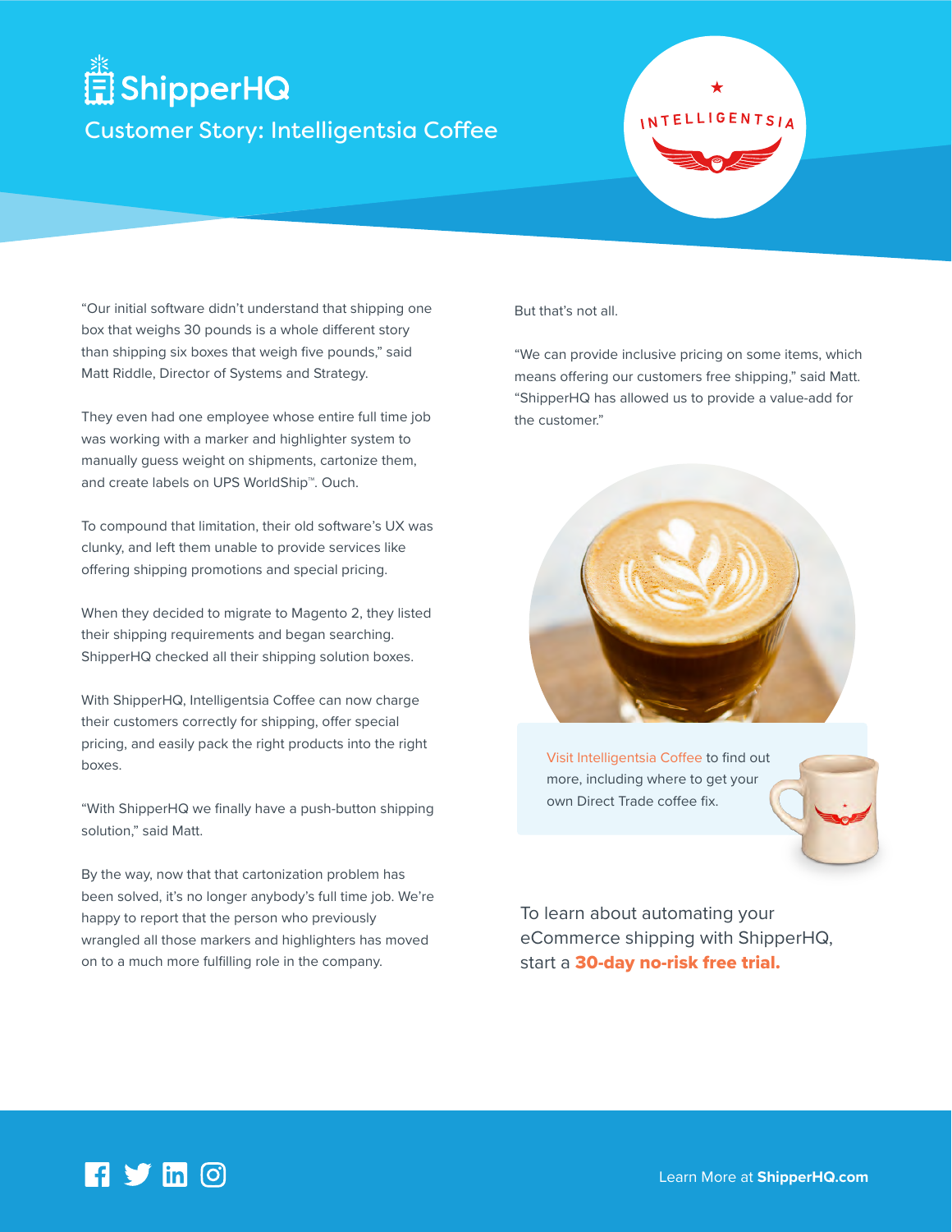# ShipperHQ

## Customer Story: Intelligentsia Coffee

"Our initial software didn't understand that shipping one box that weighs 30 pounds is a whole different story than shipping six boxes that weigh five pounds," said Matt Riddle, Director of Systems and Strategy.

They even had one employee whose entire full time job was working with a marker and highlighter system to manually guess weight on shipments, cartonize them, and create labels on UPS WorldShip™. Ouch.

To compound that limitation, their old software's UX was clunky, and left them unable to provide services like offering shipping promotions and special pricing.

When they decided to migrate to Magento 2, they listed their shipping requirements and began searching. ShipperHQ checked all their shipping solution boxes.

With ShipperHQ, Intelligentsia Coffee can now charge their customers correctly for shipping, offer special pricing, and easily pack the right products into the right boxes.

"With ShipperHQ we finally have a push-button shipping solution," said Matt.

By the way, now that that cartonization problem has been solved, it's no longer anybody's full time job. We're happy to report that the person who previously wrangled all those markers and highlighters has moved on to a much more fulfilling role in the company.

But that's not all.

"We can provide inclusive pricing on some items, which means offering our customers free shipping," said Matt. "ShipperHQ has allowed us to provide a value-add for the customer."

Visit Intelligentsia Coffee to find out more, including where to get your own Direct Trade coffee fix.

To learn about automating your eCommerce shipping with ShipperHQ, start a **30-day no-risk free trial.**

Learn More at **ShipperHQ.com**